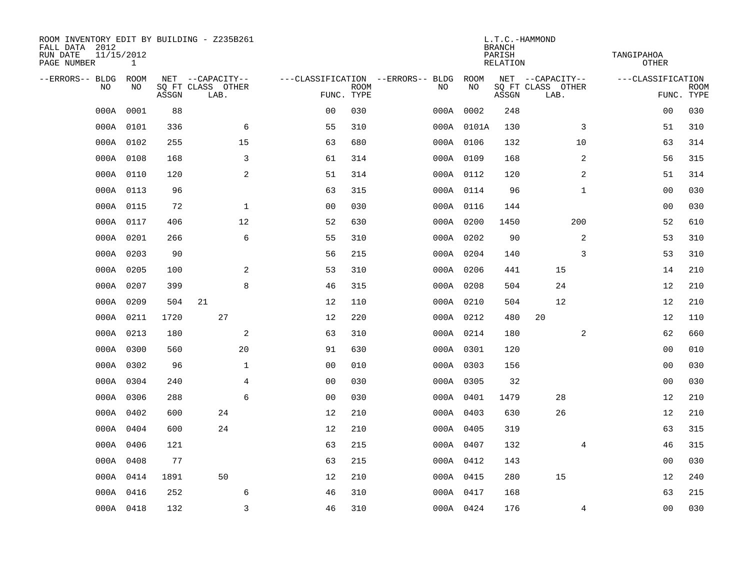ROOM INVENTORY EDIT BY BUILDING - Z235B261
FALL DATA 2012
RUN DATE 11/15/2012
PAGE NUMBER 1

L.T.C.-HAMMOND
BRANCH
PARISH TANGIPAHOA
RELATION OTHER

| --ERRORS-- | BLDG NO | ROOM NO | NET SQ FT ASSGN | --CAPACITY-- CLASS | LAB. | OTHER | ---CLASSIFICATION FUNC. | ROOM TYPE | --ERRORS-- | BLDG NO | ROOM NO | NET SQ FT ASSGN | --CAPACITY-- CLASS | LAB. | OTHER | ---CLASSIFICATION FUNC. | ROOM TYPE |
|---|---|---|---|---|---|---|---|---|---|---|---|---|---|---|---|---|---|
| | 000A | 0001 | 88 | | | | 00 | 030 | | 000A | 0002 | 248 | | | | 00 | 030 |
| | 000A | 0101 | 336 | | | 6 | 55 | 310 | | 000A | 0101A | 130 | | | 3 | 51 | 310 |
| | 000A | 0102 | 255 | | | 15 | 63 | 680 | | 000A | 0106 | 132 | | | 10 | 63 | 314 |
| | 000A | 0108 | 168 | | | 3 | 61 | 314 | | 000A | 0109 | 168 | | | 2 | 56 | 315 |
| | 000A | 0110 | 120 | | | 2 | 51 | 314 | | 000A | 0112 | 120 | | | 2 | 51 | 314 |
| | 000A | 0113 | 96 | | | | 63 | 315 | | 000A | 0114 | 96 | | | 1 | 00 | 030 |
| | 000A | 0115 | 72 | | | 1 | 00 | 030 | | 000A | 0116 | 144 | | | | 00 | 030 |
| | 000A | 0117 | 406 | | | 12 | 52 | 630 | | 000A | 0200 | 1450 | | | 200 | 52 | 610 |
| | 000A | 0201 | 266 | | | 6 | 55 | 310 | | 000A | 0202 | 90 | | | 2 | 53 | 310 |
| | 000A | 0203 | 90 | | | | 56 | 215 | | 000A | 0204 | 140 | | | 3 | 53 | 310 |
| | 000A | 0205 | 100 | | | 2 | 53 | 310 | | 000A | 0206 | 441 | | 15 | | 14 | 210 |
| | 000A | 0207 | 399 | | | 8 | 46 | 315 | | 000A | 0208 | 504 | | 24 | | 12 | 210 |
| | 000A | 0209 | 504 | 21 | | | 12 | 110 | | 000A | 0210 | 504 | | 12 | | 12 | 210 |
| | 000A | 0211 | 1720 | | 27 | | 12 | 220 | | 000A | 0212 | 480 | 20 | | | 12 | 110 |
| | 000A | 0213 | 180 | | | 2 | 63 | 310 | | 000A | 0214 | 180 | | | 2 | 62 | 660 |
| | 000A | 0300 | 560 | | | 20 | 91 | 630 | | 000A | 0301 | 120 | | | | 00 | 010 |
| | 000A | 0302 | 96 | | | 1 | 00 | 010 | | 000A | 0303 | 156 | | | | 00 | 030 |
| | 000A | 0304 | 240 | | | 4 | 00 | 030 | | 000A | 0305 | 32 | | | | 00 | 030 |
| | 000A | 0306 | 288 | | | 6 | 00 | 030 | | 000A | 0401 | 1479 | | 28 | | 12 | 210 |
| | 000A | 0402 | 600 | | 24 | | 12 | 210 | | 000A | 0403 | 630 | | 26 | | 12 | 210 |
| | 000A | 0404 | 600 | | 24 | | 12 | 210 | | 000A | 0405 | 319 | | | | 63 | 315 |
| | 000A | 0406 | 121 | | | | 63 | 215 | | 000A | 0407 | 132 | | | 4 | 46 | 315 |
| | 000A | 0408 | 77 | | | | 63 | 215 | | 000A | 0412 | 143 | | | | 00 | 030 |
| | 000A | 0414 | 1891 | | 50 | | 12 | 210 | | 000A | 0415 | 280 | | 15 | | 12 | 240 |
| | 000A | 0416 | 252 | | | 6 | 46 | 310 | | 000A | 0417 | 168 | | | | 63 | 215 |
| | 000A | 0418 | 132 | | | 3 | 46 | 310 | | 000A | 0424 | 176 | | | 4 | 00 | 030 |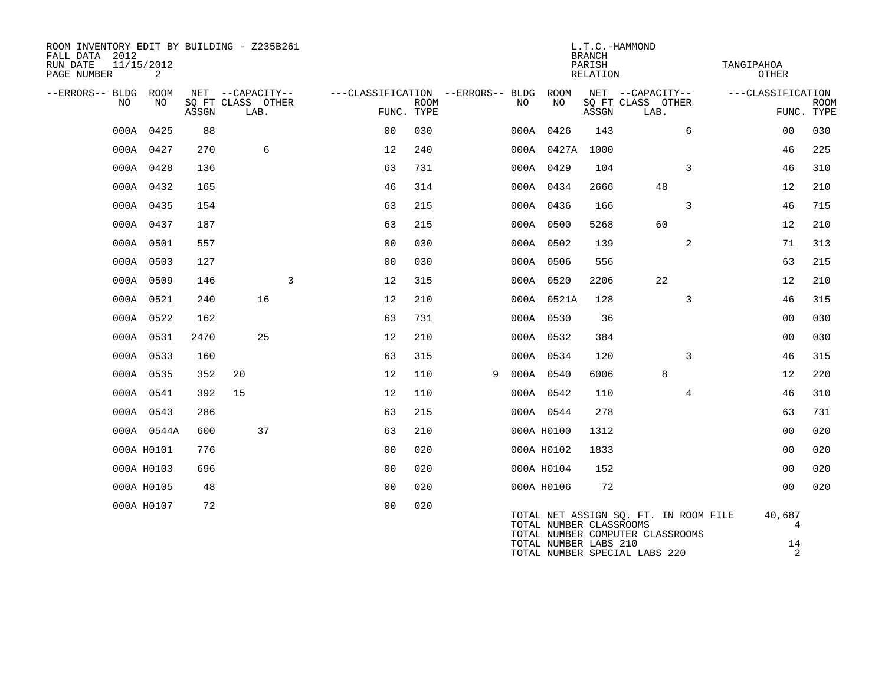ROOM INVENTORY EDIT BY BUILDING - Z235B261
FALL DATA 2012
RUN DATE 11/15/2012
PAGE NUMBER 2

L.T.C.-HAMMOND
BRANCH
PARISH TANGIPAHOA
RELATION OTHER

| --ERRORS-- | BLDG NO | ROOM NO | NET SQ FT ASSGN | CAPACITY CLASS | CAPACITY LAB. | CAPACITY OTHER | CLASSIFICATION FUNC. | ROOM TYPE | --ERRORS-- | BLDG NO | ROOM NO | NET SQ FT ASSGN | CAPACITY CLASS | CAPACITY LAB. | CAPACITY OTHER | CLASSIFICATION FUNC. | ROOM TYPE |
|---|---|---|---|---|---|---|---|---|---|---|---|---|---|---|---|---|---|
| | 000A | 0425 | 88 | | | | 00 | 030 | | 000A | 0426 | 143 | | | 6 | 00 | 030 |
| | 000A | 0427 | 270 | | 6 | | 12 | 240 | | 000A | 0427A | 1000 | | | | 46 | 225 |
| | 000A | 0428 | 136 | | | | 63 | 731 | | 000A | 0429 | 104 | | | 3 | 46 | 310 |
| | 000A | 0432 | 165 | | | | 46 | 314 | | 000A | 0434 | 2666 | | 48 | | 12 | 210 |
| | 000A | 0435 | 154 | | | | 63 | 215 | | 000A | 0436 | 166 | | | 3 | 46 | 715 |
| | 000A | 0437 | 187 | | | | 63 | 215 | | 000A | 0500 | 5268 | | 60 | | 12 | 210 |
| | 000A | 0501 | 557 | | | | 00 | 030 | | 000A | 0502 | 139 | | | 2 | 71 | 313 |
| | 000A | 0503 | 127 | | | | 00 | 030 | | 000A | 0506 | 556 | | | | 63 | 215 |
| | 000A | 0509 | 146 | | | 3 | 12 | 315 | | 000A | 0520 | 2206 | | 22 | | 12 | 210 |
| | 000A | 0521 | 240 | | 16 | | 12 | 210 | | 000A | 0521A | 128 | | | 3 | 46 | 315 |
| | 000A | 0522 | 162 | | | | 63 | 731 | | 000A | 0530 | 36 | | | | 00 | 030 |
| | 000A | 0531 | 2470 | | 25 | | 12 | 210 | | 000A | 0532 | 384 | | | | 00 | 030 |
| | 000A | 0533 | 160 | | | | 63 | 315 | | 000A | 0534 | 120 | | | 3 | 46 | 315 |
| | 000A | 0535 | 352 | 20 | | | 12 | 110 | 9 | 000A | 0540 | 6006 | | 8 | | 12 | 220 |
| | 000A | 0541 | 392 | 15 | | | 12 | 110 | | 000A | 0542 | 110 | | | 4 | 46 | 310 |
| | 000A | 0543 | 286 | | | | 63 | 215 | | 000A | 0544 | 278 | | | | 63 | 731 |
| | 000A | 0544A | 600 | | 37 | | 63 | 210 | | 000A | H0100 | 1312 | | | | 00 | 020 |
| | 000A | H0101 | 776 | | | | 00 | 020 | | 000A | H0102 | 1833 | | | | 00 | 020 |
| | 000A | H0103 | 696 | | | | 00 | 020 | | 000A | H0104 | 152 | | | | 00 | 020 |
| | 000A | H0105 | 48 | | | | 00 | 020 | | 000A | H0106 | 72 | | | | 00 | 020 |
| | 000A | H0107 | 72 | | | | 00 | 020 | | | | | | | | | |

TOTAL NET ASSIGN SQ. FT. IN ROOM FILE 40,687
TOTAL NUMBER CLASSROOMS 4
TOTAL NUMBER COMPUTER CLASSROOMS
TOTAL NUMBER LABS 210 14
TOTAL NUMBER SPECIAL LABS 220 2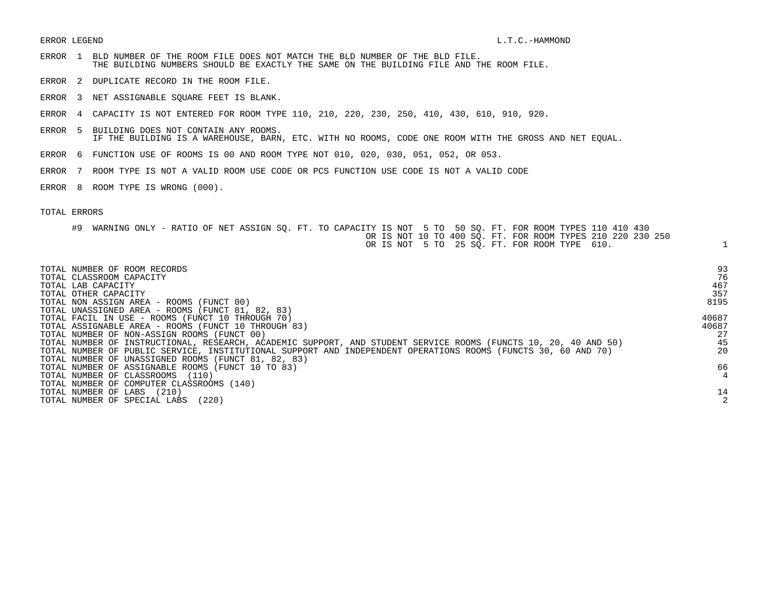ERROR LEGEND L.T.C.-HAMMOND

ERROR 1 BLD NUMBER OF THE ROOM FILE DOES NOT MATCH THE BLD NUMBER OF THE BLD FILE.
THE BUILDING NUMBERS SHOULD BE EXACTLY THE SAME ON THE BUILDING FILE AND THE ROOM FILE.

ERROR 2 DUPLICATE RECORD IN THE ROOM FILE.

ERROR 3 NET ASSIGNABLE SQUARE FEET IS BLANK.

ERROR 4 CAPACITY IS NOT ENTERED FOR ROOM TYPE 110, 210, 220, 230, 250, 410, 430, 610, 910, 920.

ERROR 5 BUILDING DOES NOT CONTAIN ANY ROOMS.
IF THE BUILDING IS A WAREHOUSE, BARN, ETC. WITH NO ROOMS, CODE ONE ROOM WITH THE GROSS AND NET EQUAL.

ERROR 6 FUNCTION USE OF ROOMS IS 00 AND ROOM TYPE NOT 010, 020, 030, 051, 052, OR 053.

ERROR 7 ROOM TYPE IS NOT A VALID ROOM USE CODE OR PCS FUNCTION USE CODE IS NOT A VALID CODE

ERROR 8 ROOM TYPE IS WRONG (000).

TOTAL ERRORS

| | |
|---|---|
| #9 WARNING ONLY - RATIO OF NET ASSIGN SQ. FT. TO CAPACITY IS NOT 5 TO 50 SQ. FT. FOR ROOM TYPES 110 410 430 OR IS NOT 10 TO 400 SQ. FT. FOR ROOM TYPES 210 220 230 250 OR IS NOT 5 TO 25 SQ. FT. FOR ROOM TYPE 610. | 1 |

| | |
|---|---|
| TOTAL NUMBER OF ROOM RECORDS | 93 |
| TOTAL CLASSROOM CAPACITY | 76 |
| TOTAL LAB CAPACITY | 467 |
| TOTAL OTHER CAPACITY | 357 |
| TOTAL NON ASSIGN AREA - ROOMS (FUNCT 00) | 8195 |
| TOTAL UNASSIGNED AREA - ROOMS (FUNCT 81, 82, 83) | |
| TOTAL FACIL IN USE - ROOMS (FUNCT 10 THROUGH 70) | 40687 |
| TOTAL ASSIGNABLE AREA - ROOMS (FUNCT 10 THROUGH 83) | 40687 |
| TOTAL NUMBER OF NON-ASSIGN ROOMS (FUNCT 00) | 27 |
| TOTAL NUMBER OF INSTRUCTIONAL, RESEARCH, ACADEMIC SUPPORT, AND STUDENT SERVICE ROOMS (FUNCTS 10, 20, 40 AND 50) | 45 |
| TOTAL NUMBER OF PUBLIC SERVICE, INSTITUTIONAL SUPPORT AND INDEPENDENT OPERATIONS ROOMS (FUNCTS 30, 60 AND 70) | 20 |
| TOTAL NUMBER OF UNASSIGNED ROOMS (FUNCT 81, 82, 83) | |
| TOTAL NUMBER OF ASSIGNABLE ROOMS (FUNCT 10 TO 83) | 66 |
| TOTAL NUMBER OF CLASSROOMS (110) | 4 |
| TOTAL NUMBER OF COMPUTER CLASSROOMS (140) | |
| TOTAL NUMBER OF LABS (210) | 14 |
| TOTAL NUMBER OF SPECIAL LABS (220) | 2 |